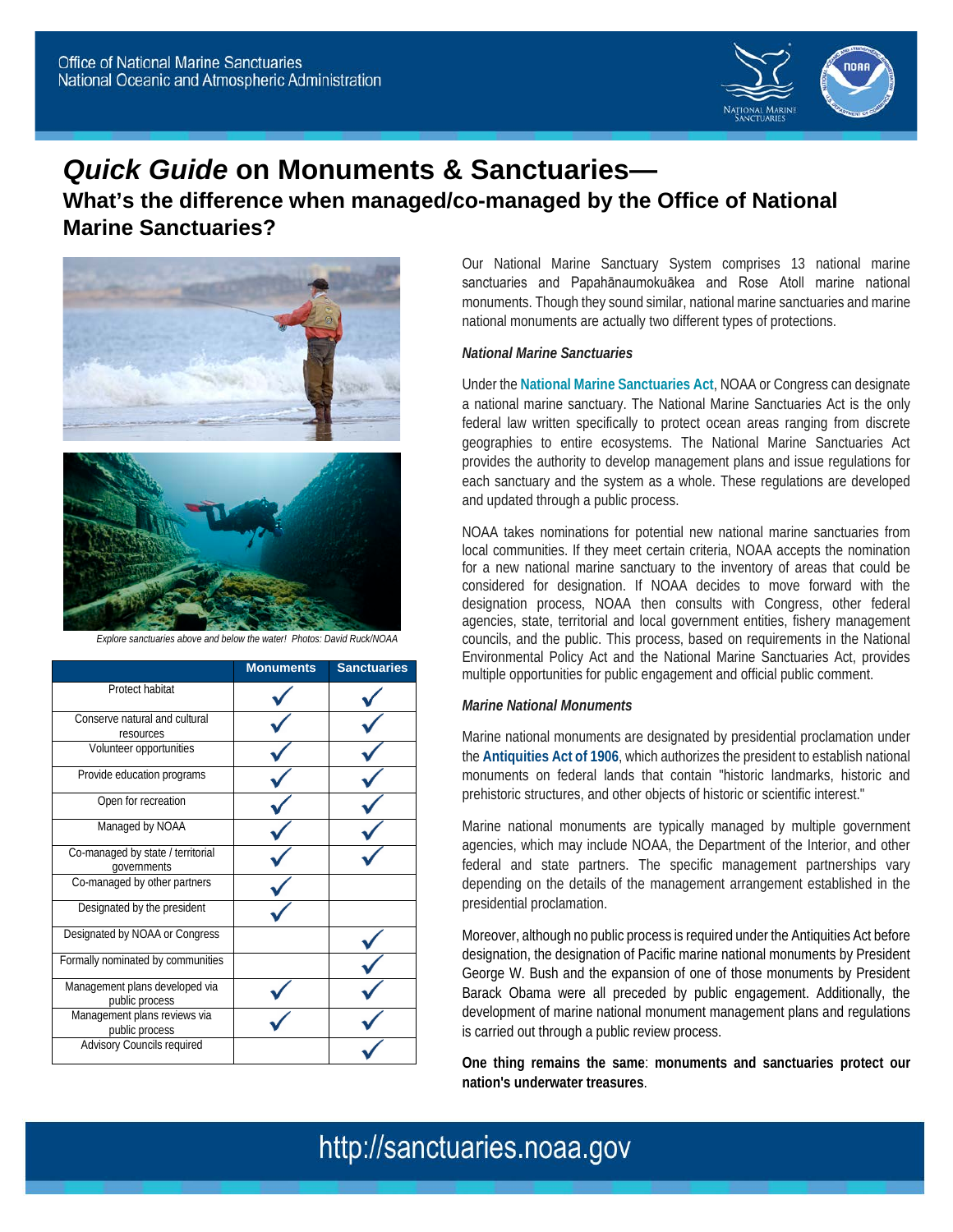Office of National Marine Sanctuaries
National Oceanic and Atmospheric Administration

# *Quick Guide* on Monuments & Sanctuaries—

## What's the difference when managed/co-managed by the Office of National Marine Sanctuaries?

*Explore sanctuaries above and below the water! Photos: David Ruck/NOAA*

| | Monuments | Sanctuaries |
|---|---|---|
| Protect habitat | ✓ | ✓ |
| Conserve natural and cultural resources | ✓ | ✓ |
| Volunteer opportunities | ✓ | ✓ |
| Provide education programs | ✓ | ✓ |
| Open for recreation | ✓ | ✓ |
| Managed by NOAA | ✓ | ✓ |
| Co-managed by state / territorial governments | ✓ | ✓ |
| Co-managed by other partners | ✓ | |
| Designated by the president | ✓ | |
| Designated by NOAA or Congress | | ✓ |
| Formally nominated by communities | | ✓ |
| Management plans developed via public process | ✓ | ✓ |
| Management plans reviews via public process | ✓ | ✓ |
| Advisory Councils required | | ✓ |

Our National Marine Sanctuary System comprises 13 national marine sanctuaries and Papahānaumokuākea and Rose Atoll marine national monuments. Though they sound similar, national marine sanctuaries and marine national monuments are actually two different types of protections.

### *National Marine Sanctuaries*

Under the **National Marine Sanctuaries Act**, NOAA or Congress can designate a national marine sanctuary. The National Marine Sanctuaries Act is the only federal law written specifically to protect ocean areas ranging from discrete geographies to entire ecosystems. The National Marine Sanctuaries Act provides the authority to develop management plans and issue regulations for each sanctuary and the system as a whole. These regulations are developed and updated through a public process.

NOAA takes nominations for potential new national marine sanctuaries from local communities. If they meet certain criteria, NOAA accepts the nomination for a new national marine sanctuary to the inventory of areas that could be considered for designation. If NOAA decides to move forward with the designation process, NOAA then consults with Congress, other federal agencies, state, territorial and local government entities, fishery management councils, and the public. This process, based on requirements in the National Environmental Policy Act and the National Marine Sanctuaries Act, provides multiple opportunities for public engagement and official public comment.

### *Marine National Monuments*

Marine national monuments are designated by presidential proclamation under the **Antiquities Act of 1906**, which authorizes the president to establish national monuments on federal lands that contain "historic landmarks, historic and prehistoric structures, and other objects of historic or scientific interest."

Marine national monuments are typically managed by multiple government agencies, which may include NOAA, the Department of the Interior, and other federal and state partners. The specific management partnerships vary depending on the details of the management arrangement established in the presidential proclamation.

Moreover, although no public process is required under the Antiquities Act before designation, the designation of Pacific marine national monuments by President George W. Bush and the expansion of one of those monuments by President Barack Obama were all preceded by public engagement. Additionally, the development of marine national monument management plans and regulations is carried out through a public review process.

**One thing remains the same**: **monuments and sanctuaries protect our nation's underwater treasures**.

http://sanctuaries.noaa.gov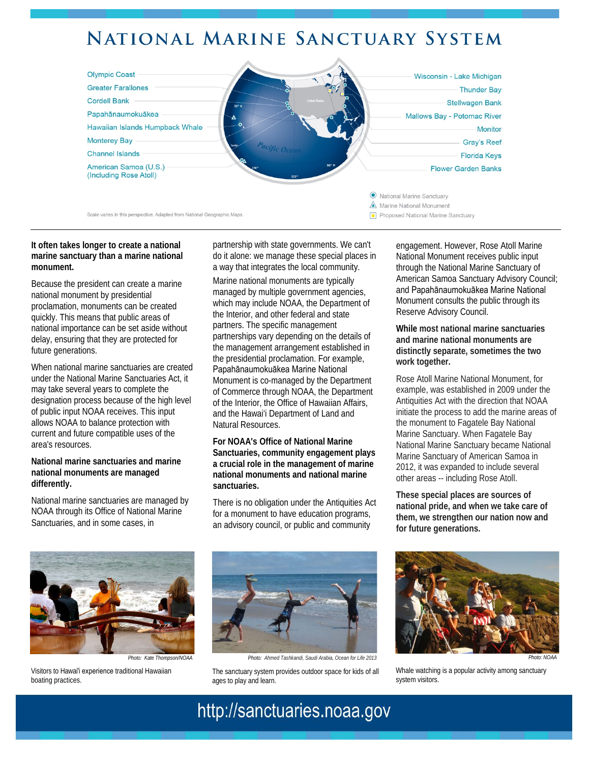# National Marine Sanctuary System

Olympic Coast
Greater Farallones
Cordell Bank
Papahānaumokuākea
Hawaiian Islands Humpback Whale
Monterey Bay
Channel Islands
American Samoa (U.S.) (Including Rose Atoll)

Wisconsin - Lake Michigan
Thunder Bay
Stellwagen Bank
Mallows Bay - Potomac River
Monitor
Gray's Reef
Florida Keys
Flower Garden Banks

Pacific Ocean

National Marine Sanctuary
Marine National Monument
Proposed National Marine Sanctuary

Scale varies in this perspective. Adapted from National Geographic Maps.

**It often takes longer to create a national marine sanctuary than a marine national monument.**

Because the president can create a marine national monument by presidential proclamation, monuments can be created quickly. This means that public areas of national importance can be set aside without delay, ensuring that they are protected for future generations.

When national marine sanctuaries are created under the National Marine Sanctuaries Act, it may take several years to complete the designation process because of the high level of public input NOAA receives. This input allows NOAA to balance protection with current and future compatible uses of the area's resources.

**National marine sanctuaries and marine national monuments are managed differently.**

National marine sanctuaries are managed by NOAA through its Office of National Marine Sanctuaries, and in some cases, in partnership with state governments. We can't do it alone: we manage these special places in a way that integrates the local community.

Marine national monuments are typically managed by multiple government agencies, which may include NOAA, the Department of the Interior, and other federal and state partners. The specific management partnerships vary depending on the details of the management arrangement established in the presidential proclamation. For example, Papahānaumokuākea Marine National Monument is co-managed by the Department of Commerce through NOAA, the Department of the Interior, the Office of Hawaiian Affairs, and the Hawai'i Department of Land and Natural Resources.

**For NOAA's Office of National Marine Sanctuaries, community engagement plays a crucial role in the management of marine national monuments and national marine sanctuaries.**

There is no obligation under the Antiquities Act for a monument to have education programs, an advisory council, or public and community engagement. However, Rose Atoll Marine National Monument receives public input through the National Marine Sanctuary of American Samoa Sanctuary Advisory Council; and Papahānaumokuākea Marine National Monument consults the public through its Reserve Advisory Council.

**While most national marine sanctuaries and marine national monuments are distinctly separate, sometimes the two work together.**

Rose Atoll Marine National Monument, for example, was established in 2009 under the Antiquities Act with the direction that NOAA initiate the process to add the marine areas of the monument to Fagatele Bay National Marine Sanctuary. When Fagatele Bay National Marine Sanctuary became National Marine Sanctuary of American Samoa in 2012, it was expanded to include several other areas -- including Rose Atoll.

**These special places are sources of national pride, and when we take care of them, we strengthen our nation now and for future generations.**

*Photo: Kate Thompson/NOAA*

Visitors to Hawai'i experience traditional Hawaiian boating practices.

*Photo: Ahmed Tashkandi, Saudi Arabia, Ocean for Life 2013*

The sanctuary system provides outdoor space for kids of all ages to play and learn.

*Photo: NOAA*

Whale watching is a popular activity among sanctuary system visitors.

http://sanctuaries.noaa.gov